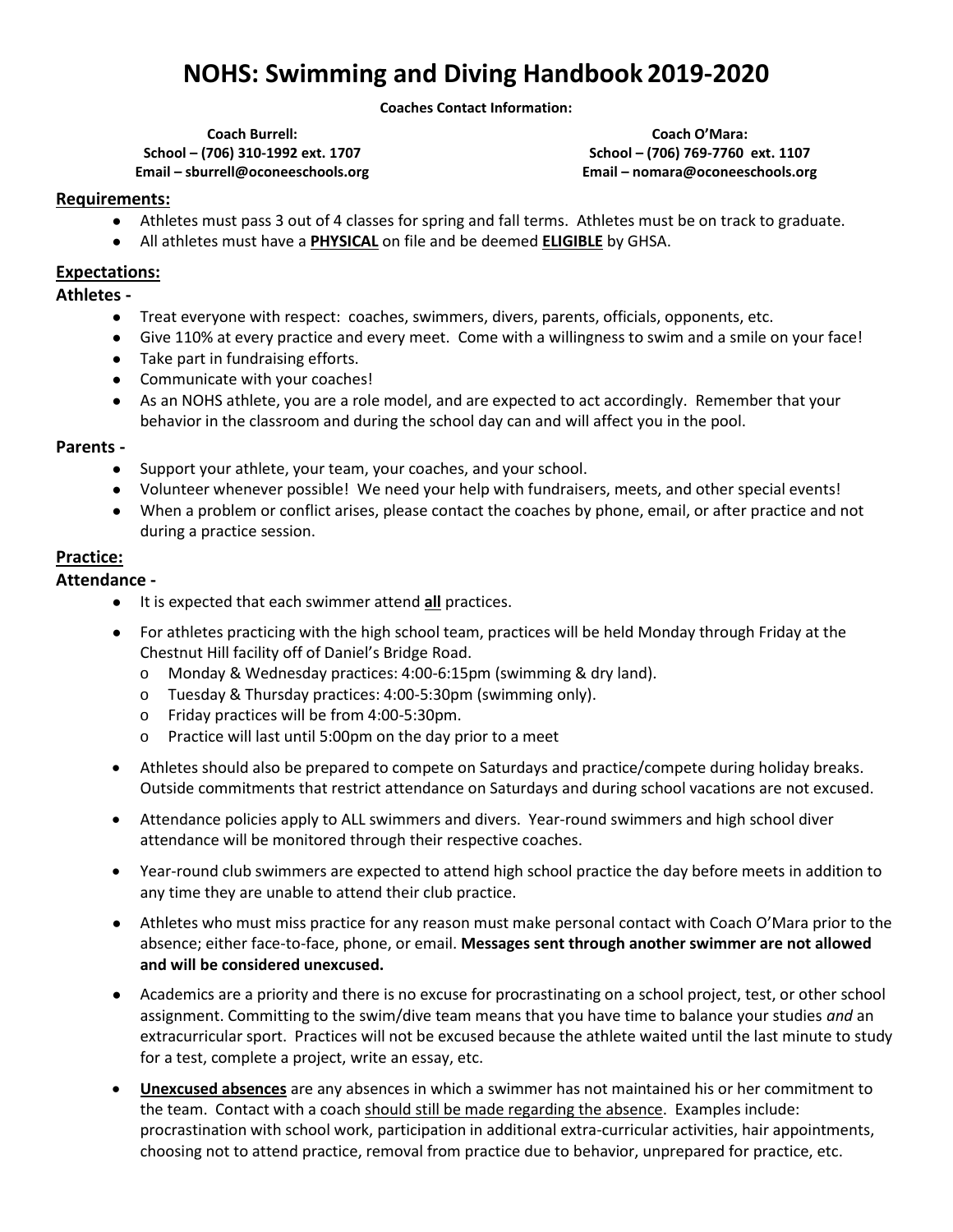# NOHS: Swimming and Diving Handbook 2019-2020

**Coaches Contact Information:**

**Coach Burrell:**
**School – (706) 310-1992 ext. 1707**
**Email – sburrell@oconeeschools.org**

**Coach O'Mara:**
**School – (706) 769-7760 ext. 1107**
**Email – nomara@oconeeschools.org**

## Requirements:

- Athletes must pass 3 out of 4 classes for spring and fall terms. Athletes must be on track to graduate.
- All athletes must have a **PHYSICAL** on file and be deemed **ELIGIBLE** by GHSA.

## Expectations:

### Athletes -

- Treat everyone with respect: coaches, swimmers, divers, parents, officials, opponents, etc.
- Give 110% at every practice and every meet. Come with a willingness to swim and a smile on your face!
- Take part in fundraising efforts.
- Communicate with your coaches!
- As an NOHS athlete, you are a role model, and are expected to act accordingly. Remember that your behavior in the classroom and during the school day can and will affect you in the pool.

### Parents -

- Support your athlete, your team, your coaches, and your school.
- Volunteer whenever possible! We need your help with fundraisers, meets, and other special events!
- When a problem or conflict arises, please contact the coaches by phone, email, or after practice and not during a practice session.

## Practice:

### Attendance -

- It is expected that each swimmer attend **all** practices.
- For athletes practicing with the high school team, practices will be held Monday through Friday at the Chestnut Hill facility off of Daniel's Bridge Road.
  - Monday & Wednesday practices: 4:00-6:15pm (swimming & dry land).
  - Tuesday & Thursday practices: 4:00-5:30pm (swimming only).
  - Friday practices will be from 4:00-5:30pm.
  - Practice will last until 5:00pm on the day prior to a meet
- Athletes should also be prepared to compete on Saturdays and practice/compete during holiday breaks. Outside commitments that restrict attendance on Saturdays and during school vacations are not excused.
- Attendance policies apply to ALL swimmers and divers. Year-round swimmers and high school diver attendance will be monitored through their respective coaches.
- Year-round club swimmers are expected to attend high school practice the day before meets in addition to any time they are unable to attend their club practice.
- Athletes who must miss practice for any reason must make personal contact with Coach O'Mara prior to the absence; either face-to-face, phone, or email. **Messages sent through another swimmer are not allowed and will be considered unexcused.**
- Academics are a priority and there is no excuse for procrastinating on a school project, test, or other school assignment. Committing to the swim/dive team means that you have time to balance your studies *and* an extracurricular sport. Practices will not be excused because the athlete waited until the last minute to study for a test, complete a project, write an essay, etc.
- **Unexcused absences** are any absences in which a swimmer has not maintained his or her commitment to the team. Contact with a coach should still be made regarding the absence. Examples include: procrastination with school work, participation in additional extra-curricular activities, hair appointments, choosing not to attend practice, removal from practice due to behavior, unprepared for practice, etc.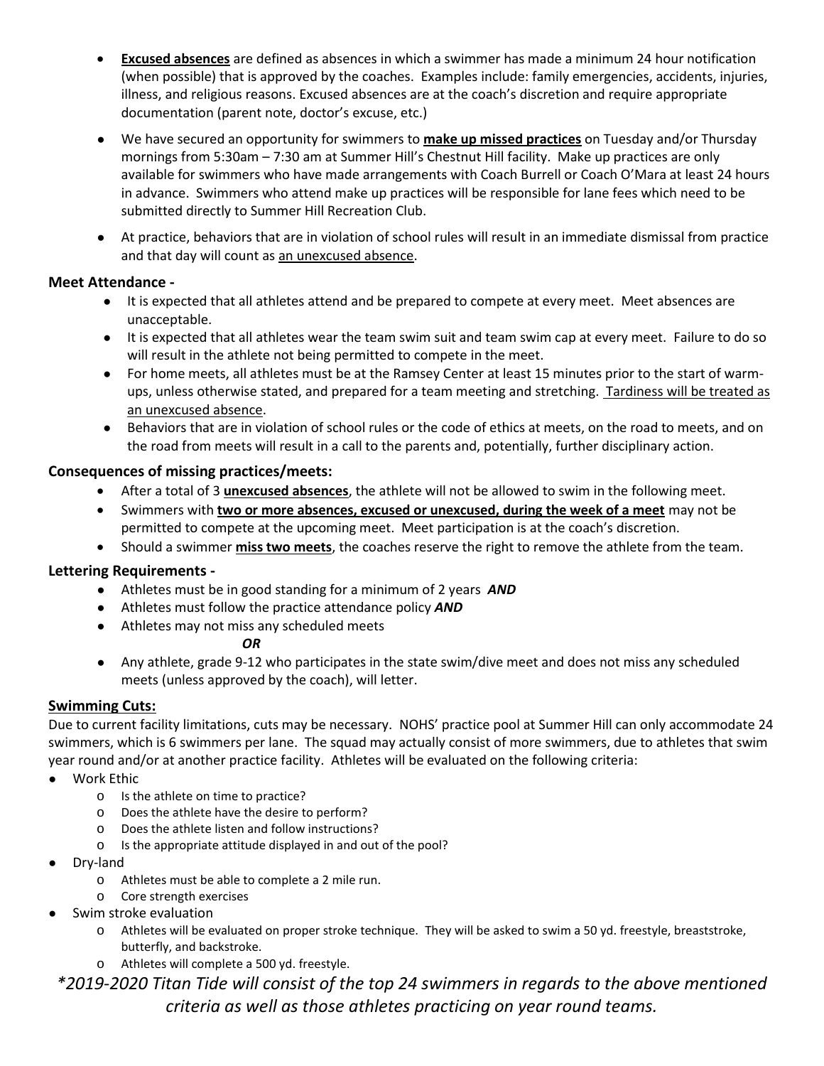- **Excused absences** are defined as absences in which a swimmer has made a minimum 24 hour notification (when possible) that is approved by the coaches. Examples include: family emergencies, accidents, injuries, illness, and religious reasons. Excused absences are at the coach's discretion and require appropriate documentation (parent note, doctor's excuse, etc.)
- We have secured an opportunity for swimmers to **make up missed practices** on Tuesday and/or Thursday mornings from 5:30am – 7:30 am at Summer Hill's Chestnut Hill facility. Make up practices are only available for swimmers who have made arrangements with Coach Burrell or Coach O'Mara at least 24 hours in advance. Swimmers who attend make up practices will be responsible for lane fees which need to be submitted directly to Summer Hill Recreation Club.
- At practice, behaviors that are in violation of school rules will result in an immediate dismissal from practice and that day will count as an unexcused absence.

**Meet Attendance -**

- It is expected that all athletes attend and be prepared to compete at every meet. Meet absences are unacceptable.
- It is expected that all athletes wear the team swim suit and team swim cap at every meet. Failure to do so will result in the athlete not being permitted to compete in the meet.
- For home meets, all athletes must be at the Ramsey Center at least 15 minutes prior to the start of warm-ups, unless otherwise stated, and prepared for a team meeting and stretching. Tardiness will be treated as an unexcused absence.
- Behaviors that are in violation of school rules or the code of ethics at meets, on the road to meets, and on the road from meets will result in a call to the parents and, potentially, further disciplinary action.

**Consequences of missing practices/meets:**

- After a total of 3 **unexcused absences**, the athlete will not be allowed to swim in the following meet.
- Swimmers with **two or more absences, excused or unexcused, during the week of a meet** may not be permitted to compete at the upcoming meet. Meet participation is at the coach's discretion.
- Should a swimmer **miss two meets**, the coaches reserve the right to remove the athlete from the team.

**Lettering Requirements -**

- Athletes must be in good standing for a minimum of 2 years ***AND***
- Athletes must follow the practice attendance policy ***AND***
- Athletes may not miss any scheduled meets

***OR***

- Any athlete, grade 9-12 who participates in the state swim/dive meet and does not miss any scheduled meets (unless approved by the coach), will letter.

**Swimming Cuts:**

Due to current facility limitations, cuts may be necessary. NOHS' practice pool at Summer Hill can only accommodate 24 swimmers, which is 6 swimmers per lane. The squad may actually consist of more swimmers, due to athletes that swim year round and/or at another practice facility. Athletes will be evaluated on the following criteria:

- Work Ethic
  - Is the athlete on time to practice?
  - Does the athlete have the desire to perform?
  - Does the athlete listen and follow instructions?
  - Is the appropriate attitude displayed in and out of the pool?
- Dry-land
  - Athletes must be able to complete a 2 mile run.
  - Core strength exercises
- Swim stroke evaluation
  - Athletes will be evaluated on proper stroke technique. They will be asked to swim a 50 yd. freestyle, breaststroke, butterfly, and backstroke.
  - Athletes will complete a 500 yd. freestyle.

*\*2019-2020 Titan Tide will consist of the top 24 swimmers in regards to the above mentioned criteria as well as those athletes practicing on year round teams.*